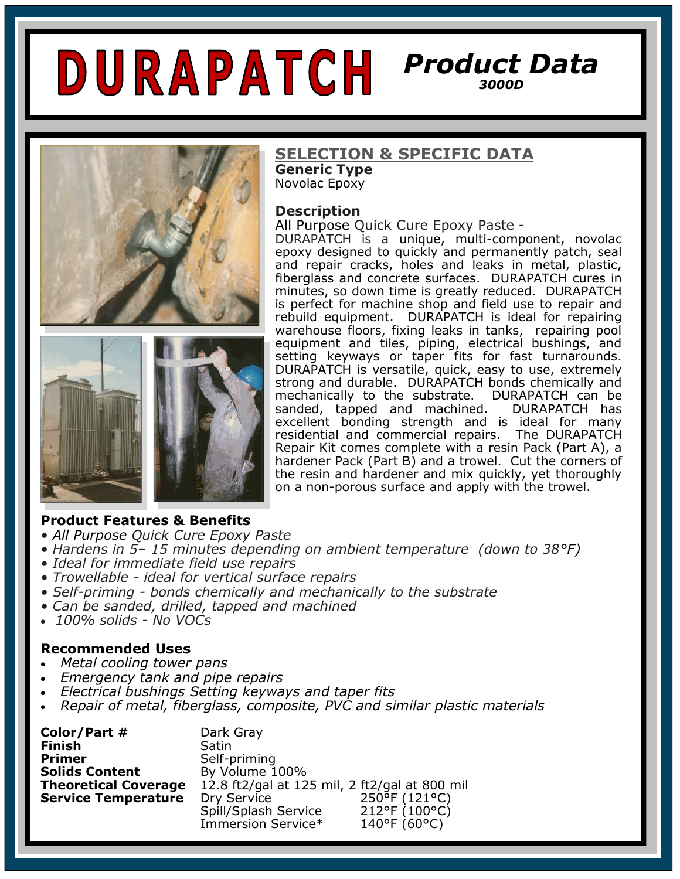# DURAPATCH

## Product Data
**3000D**

## SELECTION & SPECIFIC DATA

**Generic Type**
Novolac Epoxy

**Description**
All Purpose Quick Cure Epoxy Paste -
DURAPATCH is a unique, multi-component, novolac epoxy designed to quickly and permanently patch, seal and repair cracks, holes and leaks in metal, plastic, fiberglass and concrete surfaces. DURAPATCH cures in minutes, so down time is greatly reduced. DURAPATCH is perfect for machine shop and field use to repair and rebuild equipment. DURAPATCH is ideal for repairing warehouse floors, fixing leaks in tanks, repairing pool equipment and tiles, piping, electrical bushings, and setting keyways or taper fits for fast turnarounds. DURAPATCH is versatile, quick, easy to use, extremely strong and durable. DURAPATCH bonds chemically and mechanically to the substrate. DURAPATCH can be sanded, tapped and machined. DURAPATCH has excellent bonding strength and is ideal for many residential and commercial repairs. The DURAPATCH Repair Kit comes complete with a resin Pack (Part A), a hardener Pack (Part B) and a trowel. Cut the corners of the resin and hardener and mix quickly, yet thoroughly on a non-porous surface and apply with the trowel.

### Product Features & Benefits

- *All Purpose Quick Cure Epoxy Paste*
- *Hardens in 5– 15 minutes depending on ambient temperature (down to 38°F)*
- *Ideal for immediate field use repairs*
- *Trowellable - ideal for vertical surface repairs*
- *Self-priming - bonds chemically and mechanically to the substrate*
- *Can be sanded, drilled, tapped and machined*
- *100% solids - No VOCs*

### Recommended Uses

- *Metal cooling tower pans*
- *Emergency tank and pipe repairs*
- *Electrical bushings Setting keyways and taper fits*
- *Repair of metal, fiberglass, composite, PVC and similar plastic materials*

| | | |
|---|---|---|
| **Color/Part #** | Dark Gray | |
| **Finish** | Satin | |
| **Primer** | Self-priming | |
| **Solids Content** | By Volume 100% | |
| **Theoretical Coverage** | 12.8 ft2/gal at 125 mil, 2 ft2/gal at 800 mil | |
| **Service Temperature** | Dry Service | 250°F (121°C) |
| | Spill/Splash Service | 212°F (100°C) |
| | Immersion Service* | 140°F (60°C) |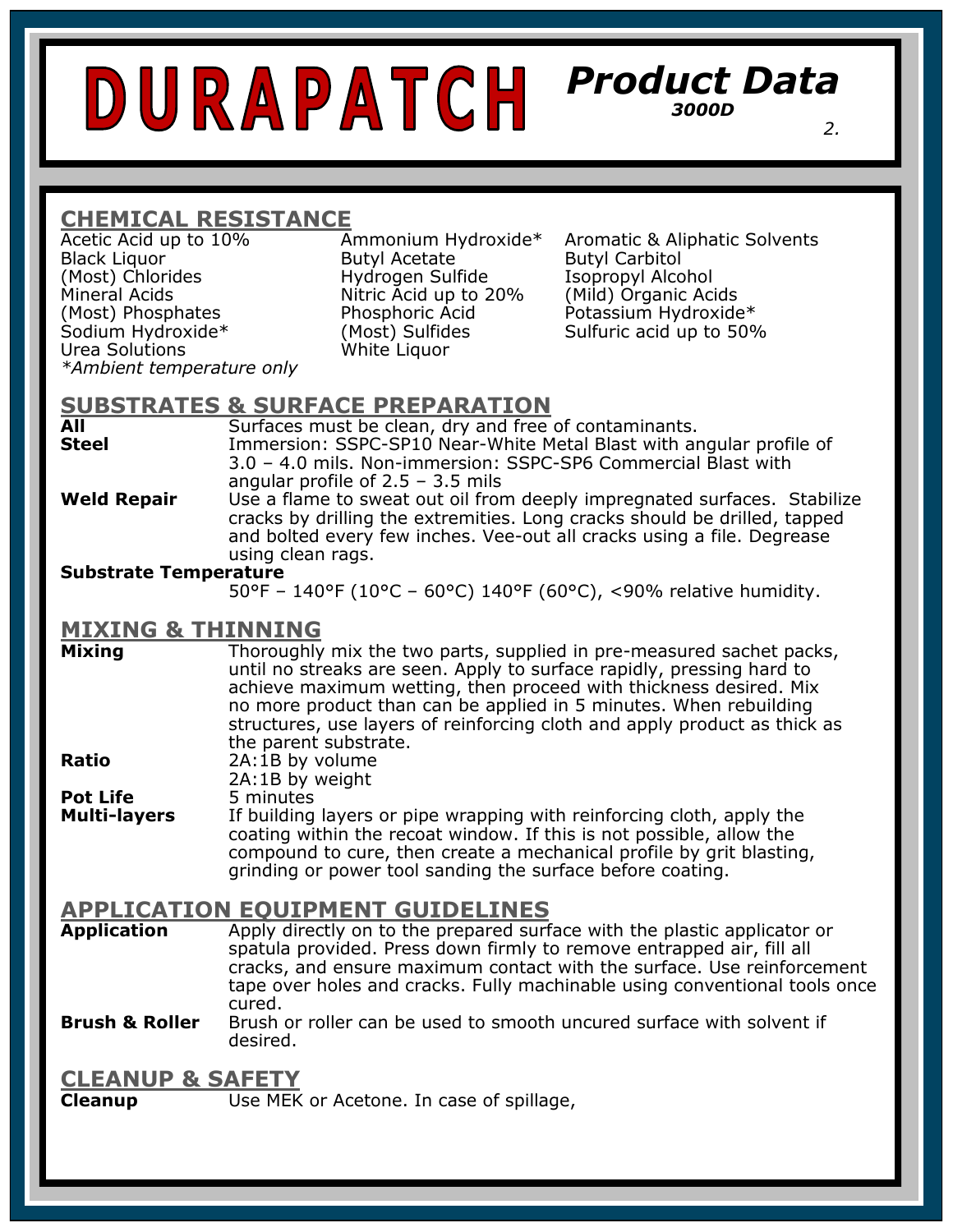# DURAPATCH

## Product Data
**3000D**

## CHEMICAL RESISTANCE

Acetic Acid up to 10%
Black Liquor
(Most) Chlorides
Mineral Acids
(Most) Phosphates
Sodium Hydroxide*
Urea Solutions
Ammonium Hydroxide*
Butyl Acetate
Hydrogen Sulfide
Nitric Acid up to 20%
Phosphoric Acid
(Most) Sulfides
White Liquor
Aromatic & Aliphatic Solvents
Butyl Carbitol
Isopropyl Alcohol
(Mild) Organic Acids
Potassium Hydroxide*
Sulfuric acid up to 50%

*Ambient temperature only*

## SUBSTRATES & SURFACE PREPARATION

**All** Surfaces must be clean, dry and free of contaminants.

**Steel** Immersion: SSPC-SP10 Near-White Metal Blast with angular profile of 3.0 – 4.0 mils. Non-immersion: SSPC-SP6 Commercial Blast with angular profile of 2.5 – 3.5 mils

**Weld Repair** Use a flame to sweat out oil from deeply impregnated surfaces. Stabilize cracks by drilling the extremities. Long cracks should be drilled, tapped and bolted every few inches. Vee-out all cracks using a file. Degrease using clean rags.

**Substrate Temperature**
50°F – 140°F (10°C – 60°C) 140°F (60°C), <90% relative humidity.

## MIXING & THINNING

**Mixing** Thoroughly mix the two parts, supplied in pre-measured sachet packs, until no streaks are seen. Apply to surface rapidly, pressing hard to achieve maximum wetting, then proceed with thickness desired. Mix no more product than can be applied in 5 minutes. When rebuilding structures, use layers of reinforcing cloth and apply product as thick as the parent substrate.

**Ratio** 2A:1B by volume
2A:1B by weight

**Pot Life** 5 minutes

**Multi-layers** If building layers or pipe wrapping with reinforcing cloth, apply the coating within the recoat window. If this is not possible, allow the compound to cure, then create a mechanical profile by grit blasting, grinding or power tool sanding the surface before coating.

## APPLICATION EQUIPMENT GUIDELINES

**Application** Apply directly on to the prepared surface with the plastic applicator or spatula provided. Press down firmly to remove entrapped air, fill all cracks, and ensure maximum contact with the surface. Use reinforcement tape over holes and cracks. Fully machinable using conventional tools once cured.

**Brush & Roller** Brush or roller can be used to smooth uncured surface with solvent if desired.

## CLEANUP & SAFETY

**Cleanup** Use MEK or Acetone. In case of spillage,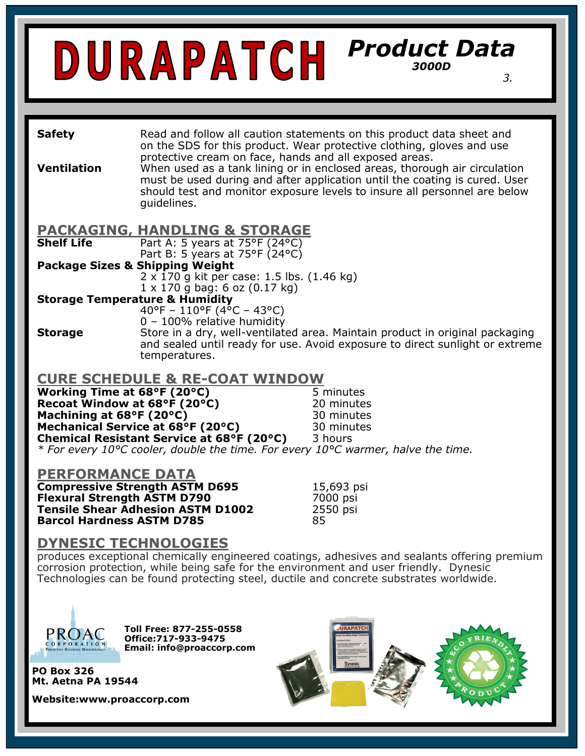# DURAPATCH

## Product Data

**3000D**

| | |
|---|---|
| **Safety** | Read and follow all caution statements on this product data sheet and on the SDS for this product. Wear protective clothing, gloves and use protective cream on face, hands and all exposed areas. |
| **Ventilation** | When used as a tank lining or in enclosed areas, thorough air circulation must be used during and after application until the coating is cured. User should test and monitor exposure levels to insure all personnel are below guidelines. |

## PACKAGING, HANDLING & STORAGE

**Shelf Life**
Part A: 5 years at 75°F (24°C)
Part B: 5 years at 75°F (24°C)

**Package Sizes & Shipping Weight**
2 x 170 g kit per case: 1.5 lbs. (1.46 kg)
1 x 170 g bag: 6 oz (0.17 kg)

**Storage Temperature & Humidity**
40°F – 110°F (4°C – 43°C)
0 – 100% relative humidity

**Storage**
Store in a dry, well-ventilated area. Maintain product in original packaging and sealed until ready for use. Avoid exposure to direct sunlight or extreme temperatures.

## CURE SCHEDULE & RE-COAT WINDOW

| | |
|---|---|
| **Working Time at 68°F (20°C)** | 5 minutes |
| **Recoat Window at 68°F (20°C)** | 20 minutes |
| **Machining at 68°F (20°C)** | 30 minutes |
| **Mechanical Service at 68°F (20°C)** | 30 minutes |
| **Chemical Resistant Service at 68°F (20°C)** | 3 hours |

*\* For every 10°C cooler, double the time. For every 10°C warmer, halve the time.*

## PERFORMANCE DATA

| | |
|---|---|
| **Compressive Strength ASTM D695** | 15,693 psi |
| **Flexural Strength ASTM D790** | 7000 psi |
| **Tensile Shear Adhesion ASTM D1002** | 2550 psi |
| **Barcol Hardness ASTM D785** | 85 |

## DYNESIC TECHNOLOGIES

produces exceptional chemically engineered coatings, adhesives and sealants offering premium corrosion protection, while being safe for the environment and user friendly. Dynesic Technologies can be found protecting steel, ductile and concrete substrates worldwide.

PROAC CORPORATION
Proactive Building Maintenance

**Toll Free: 877-255-0558**
**Office:717-933-9475**
**Email: info@proaccorp.com**

**PO Box 326**
**Mt. Aetna PA 19544**

**Website:www.proaccorp.com**

ECO FRIENDLY PRODUCT